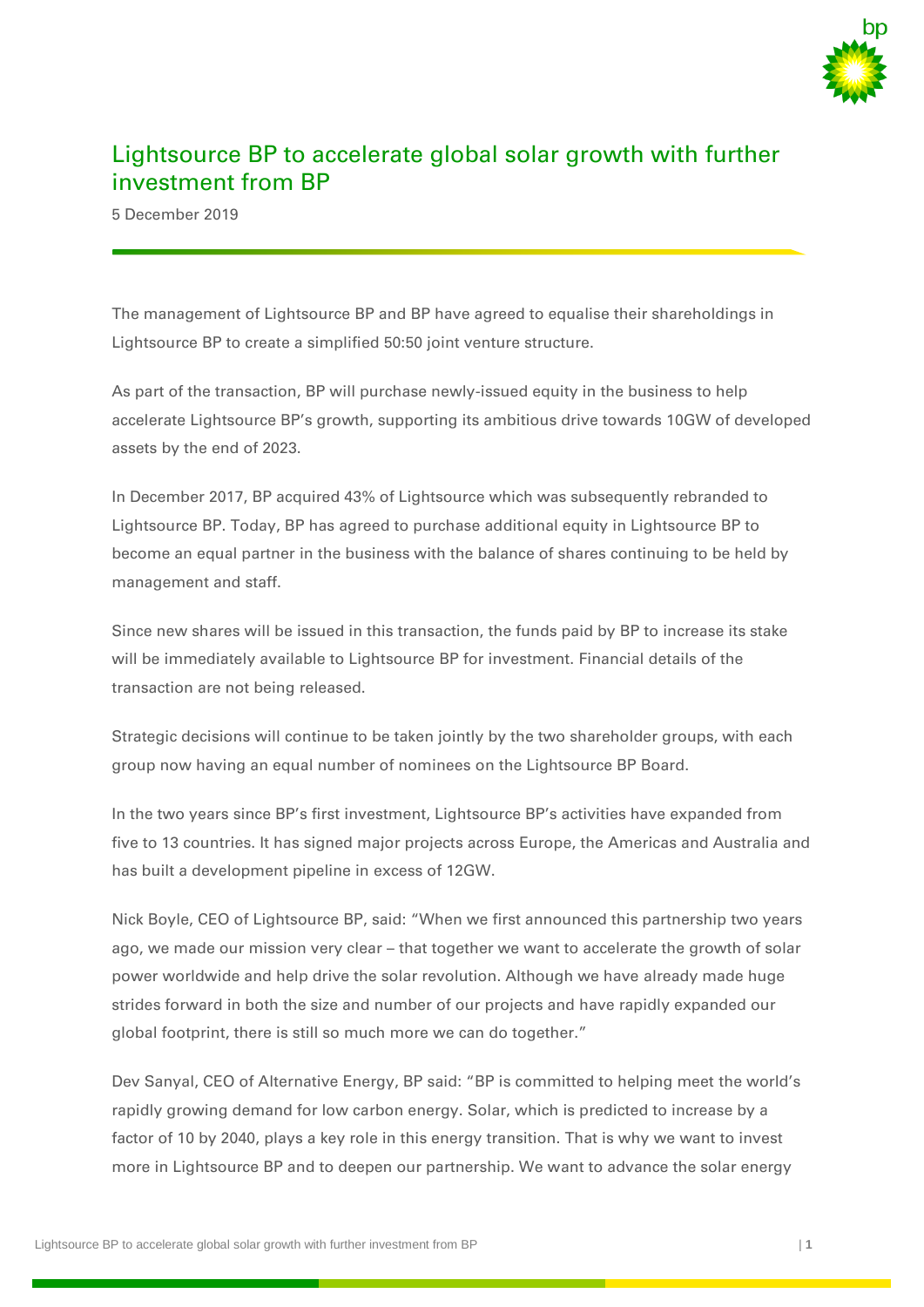# Lightsource BP to accelerate global solar growth with further investment from BP

5 December 2019

The management of Lightsource BP and BP have agreed to equalise their shareholdings in Lightsource BP to create a simplified 50:50 joint venture structure.

As part of the transaction, BP will purchase newly-issued equity in the business to help accelerate Lightsource BP's growth, supporting its ambitious drive towards 10GW of developed assets by the end of 2023.

In December 2017, BP acquired 43% of Lightsource which was subsequently rebranded to Lightsource BP. Today, BP has agreed to purchase additional equity in Lightsource BP to become an equal partner in the business with the balance of shares continuing to be held by management and staff.

Since new shares will be issued in this transaction, the funds paid by BP to increase its stake will be immediately available to Lightsource BP for investment. Financial details of the transaction are not being released.

Strategic decisions will continue to be taken jointly by the two shareholder groups, with each group now having an equal number of nominees on the Lightsource BP Board.

In the two years since BP's first investment, Lightsource BP's activities have expanded from five to 13 countries. It has signed major projects across Europe, the Americas and Australia and has built a development pipeline in excess of 12GW.

Nick Boyle, CEO of Lightsource BP, said: "When we first announced this partnership two years ago, we made our mission very clear – that together we want to accelerate the growth of solar power worldwide and help drive the solar revolution. Although we have already made huge strides forward in both the size and number of our projects and have rapidly expanded our global footprint, there is still so much more we can do together."

Dev Sanyal, CEO of Alternative Energy, BP said: "BP is committed to helping meet the world's rapidly growing demand for low carbon energy. Solar, which is predicted to increase by a factor of 10 by 2040, plays a key role in this energy transition. That is why we want to invest more in Lightsource BP and to deepen our partnership. We want to advance the solar energy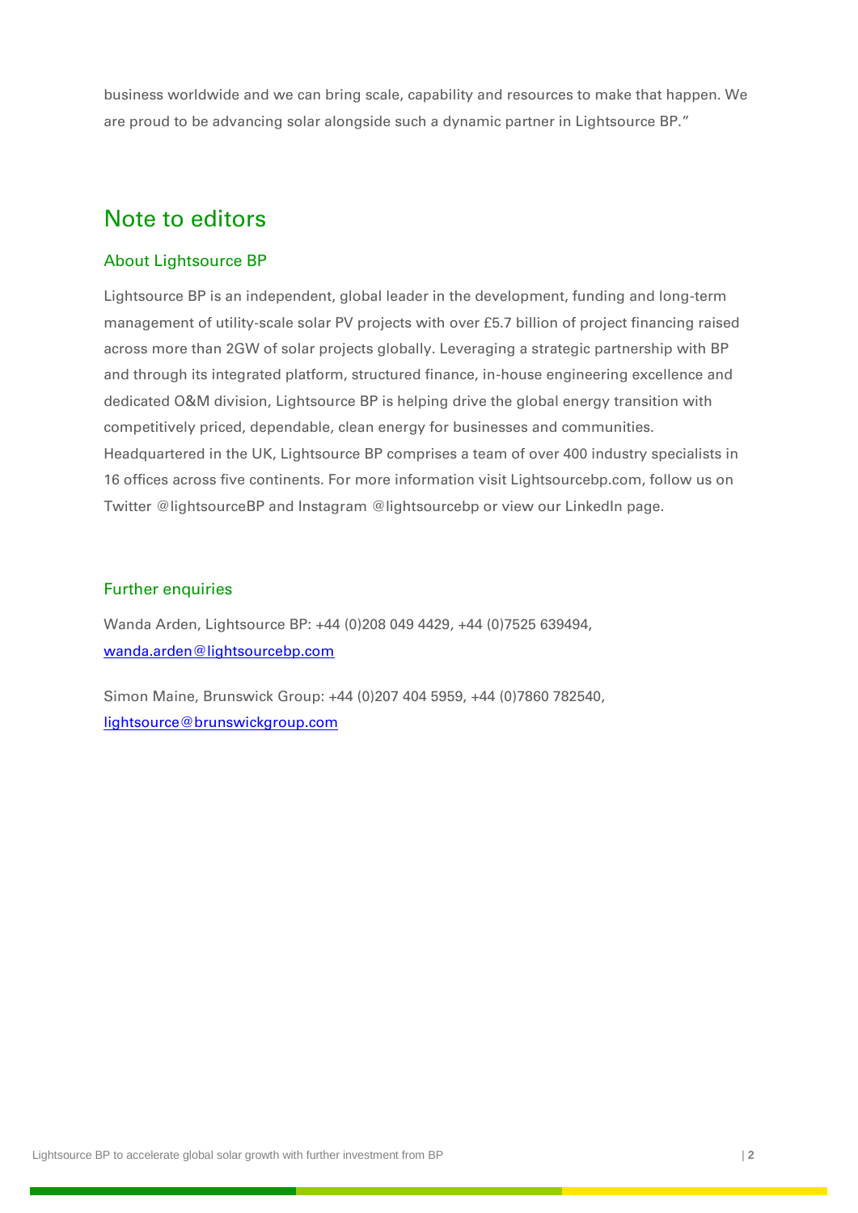business worldwide and we can bring scale, capability and resources to make that happen. We are proud to be advancing solar alongside such a dynamic partner in Lightsource BP."

## Note to editors

### About Lightsource BP

Lightsource BP is an independent, global leader in the development, funding and long-term management of utility-scale solar PV projects with over £5.7 billion of project financing raised across more than 2GW of solar projects globally. Leveraging a strategic partnership with BP and through its integrated platform, structured finance, in-house engineering excellence and dedicated O&M division, Lightsource BP is helping drive the global energy transition with competitively priced, dependable, clean energy for businesses and communities. Headquartered in the UK, Lightsource BP comprises a team of over 400 industry specialists in 16 offices across five continents. For more information visit Lightsourcebp.com, follow us on Twitter @lightsourceBP and Instagram @lightsourcebp or view our LinkedIn page.

### Further enquiries

Wanda Arden, Lightsource BP: +44 (0)208 049 4429, +44 (0)7525 639494, wanda.arden@lightsourcebp.com

Simon Maine, Brunswick Group: +44 (0)207 404 5959, +44 (0)7860 782540, lightsource@brunswickgroup.com